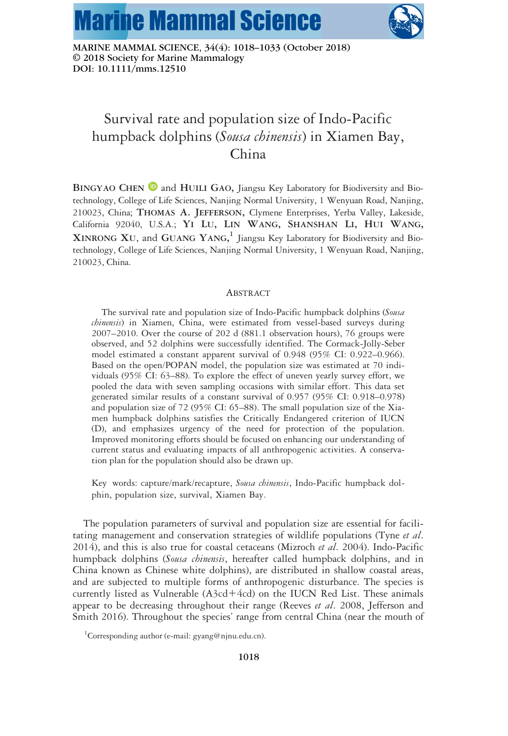# Survival rate and population size of Indo-Pacific humpback dolphins (*Sousa chinensis*) in Xiamen Bay, China

**Bingyao Chen** and **Huili Gao**, Jiangsu Key Laboratory for Biodiversity and Biotechnology, College of Life Sciences, Nanjing Normal University, 1 Wenyuan Road, Nanjing, 210023, China; **Thomas A. Jefferson**, Clymene Enterprises, Yerba Valley, Lakeside, California 92040, U.S.A.; **Yi Lu, Lin Wang, Shanshan Li, Hui Wang, Xinrong Xu**, and **Guang Yang**,[1] Jiangsu Key Laboratory for Biodiversity and Biotechnology, College of Life Sciences, Nanjing Normal University, 1 Wenyuan Road, Nanjing, 210023, China.

## Abstract

The survival rate and population size of Indo-Pacific humpback dolphins (*Sousa chinensis*) in Xiamen, China, were estimated from vessel-based surveys during 2007–2010. Over the course of 202 d (881.1 observation hours), 76 groups were observed, and 52 dolphins were successfully identified. The Cormack-Jolly-Seber model estimated a constant apparent survival of 0.948 (95% CI: 0.922–0.966). Based on the open/POPAN model, the population size was estimated at 70 individuals (95% CI: 63–88). To explore the effect of uneven yearly survey effort, we pooled the data with seven sampling occasions with similar effort. This data set generated similar results of a constant survival of 0.957 (95% CI: 0.918–0.978) and population size of 72 (95% CI: 65–88). The small population size of the Xiamen humpback dolphins satisfies the Critically Endangered criterion of IUCN (D), and emphasizes urgency of the need for protection of the population. Improved monitoring efforts should be focused on enhancing our understanding of current status and evaluating impacts of all anthropogenic activities. A conservation plan for the population should also be drawn up.

Key words: capture/mark/recapture, *Sousa chinensis*, Indo-Pacific humpback dolphin, population size, survival, Xiamen Bay.

The population parameters of survival and population size are essential for facilitating management and conservation strategies of wildlife populations (Tyne *et al*. 2014), and this is also true for coastal cetaceans (Mizroch *et al*. 2004). Indo-Pacific humpback dolphins (*Sousa chinensis*, hereafter called humpback dolphins, and in China known as Chinese white dolphins), are distributed in shallow coastal areas, and are subjected to multiple forms of anthropogenic disturbance. The species is currently listed as Vulnerable (A3cd+4cd) on the IUCN Red List. These animals appear to be decreasing throughout their range (Reeves *et al*. 2008, Jefferson and Smith 2016). Throughout the species' range from central China (near the mouth of

[1]Corresponding author (e-mail: gyang@njnu.edu.cn).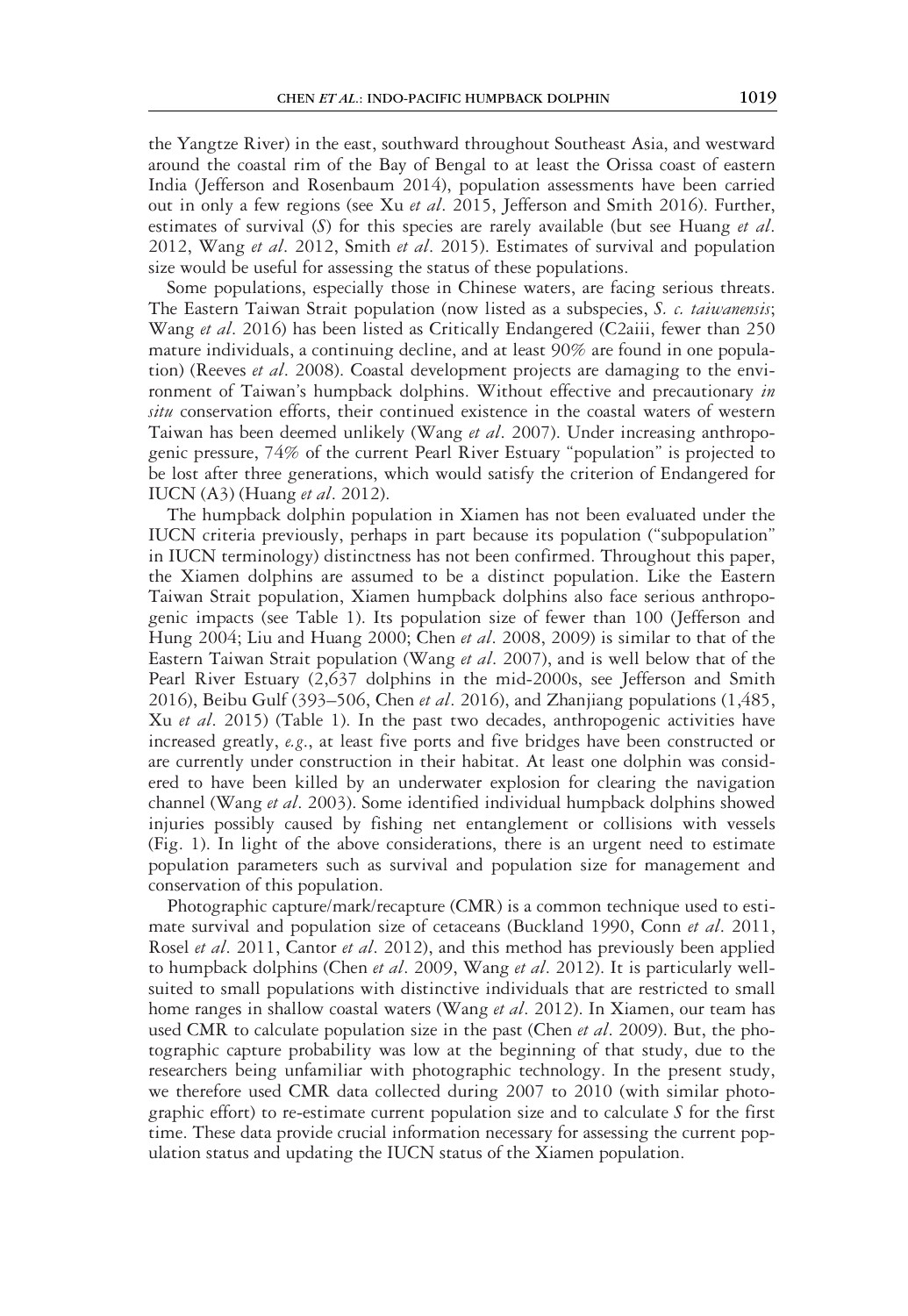the Yangtze River) in the east, southward throughout Southeast Asia, and westward around the coastal rim of the Bay of Bengal to at least the Orissa coast of eastern India (Jefferson and Rosenbaum 2014), population assessments have been carried out in only a few regions (see Xu *et al*. 2015, Jefferson and Smith 2016). Further, estimates of survival ($S$) for this species are rarely available (but see Huang *et al*. 2012, Wang *et al*. 2012, Smith *et al*. 2015). Estimates of survival and population size would be useful for assessing the status of these populations.

Some populations, especially those in Chinese waters, are facing serious threats. The Eastern Taiwan Strait population (now listed as a subspecies, *S. c. taiwanensis*; Wang *et al*. 2016) has been listed as Critically Endangered (C2aiii, fewer than 250 mature individuals, a continuing decline, and at least 90% are found in one population) (Reeves *et al*. 2008). Coastal development projects are damaging to the environment of Taiwan's humpback dolphins. Without effective and precautionary *in situ* conservation efforts, their continued existence in the coastal waters of western Taiwan has been deemed unlikely (Wang *et al*. 2007). Under increasing anthropogenic pressure, 74% of the current Pearl River Estuary "population" is projected to be lost after three generations, which would satisfy the criterion of Endangered for IUCN (A3) (Huang *et al*. 2012).

The humpback dolphin population in Xiamen has not been evaluated under the IUCN criteria previously, perhaps in part because its population ("subpopulation" in IUCN terminology) distinctness has not been confirmed. Throughout this paper, the Xiamen dolphins are assumed to be a distinct population. Like the Eastern Taiwan Strait population, Xiamen humpback dolphins also face serious anthropogenic impacts (see Table 1). Its population size of fewer than 100 (Jefferson and Hung 2004; Liu and Huang 2000; Chen *et al*. 2008, 2009) is similar to that of the Eastern Taiwan Strait population (Wang *et al*. 2007), and is well below that of the Pearl River Estuary (2,637 dolphins in the mid-2000s, see Jefferson and Smith 2016), Beibu Gulf (393–506, Chen *et al*. 2016), and Zhanjiang populations (1,485, Xu *et al*. 2015) (Table 1). In the past two decades, anthropogenic activities have increased greatly, *e.g*., at least five ports and five bridges have been constructed or are currently under construction in their habitat. At least one dolphin was considered to have been killed by an underwater explosion for clearing the navigation channel (Wang *et al*. 2003). Some identified individual humpback dolphins showed injuries possibly caused by fishing net entanglement or collisions with vessels (Fig. 1). In light of the above considerations, there is an urgent need to estimate population parameters such as survival and population size for management and conservation of this population.

Photographic capture/mark/recapture (CMR) is a common technique used to estimate survival and population size of cetaceans (Buckland 1990, Conn *et al*. 2011, Rosel *et al*. 2011, Cantor *et al*. 2012), and this method has previously been applied to humpback dolphins (Chen *et al*. 2009, Wang *et al*. 2012). It is particularly well-suited to small populations with distinctive individuals that are restricted to small home ranges in shallow coastal waters (Wang *et al*. 2012). In Xiamen, our team has used CMR to calculate population size in the past (Chen *et al*. 2009). But, the photographic capture probability was low at the beginning of that study, due to the researchers being unfamiliar with photographic technology. In the present study, we therefore used CMR data collected during 2007 to 2010 (with similar photographic effort) to re-estimate current population size and to calculate $S$ for the first time. These data provide crucial information necessary for assessing the current population status and updating the IUCN status of the Xiamen population.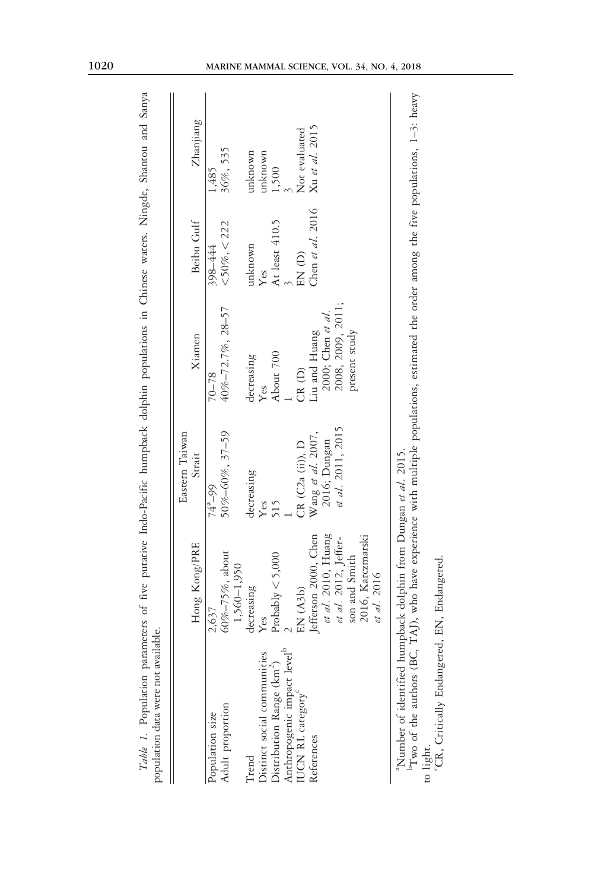*Table 1.* Population parameters of five putative Indo-Pacific humpback dolphin populations in Chinese waters. Ningde, Shantou and Sanya population data were not available.

| | Hong Kong/PRE | Eastern Taiwan Strait | Xiamen | Beibu Gulf | Zhanjiang |
|---|---|---|---|---|---|
| Population size | 2,637 | 74[a]–99 | 70–78 | 398–444 | 1,485 |
| Adult proportion | 60%–75%, about 1,560–1,950 | 50%–60%, 37–59 | 40%–72.7%, 28–57 | <50%, <222 | 36%, 535 |
| Trend | decreasing | decreasing | decreasing | unknown | unknown |
| Distinct social communities | Yes | Yes | Yes | Yes | unknown |
| Distribution Range ($km^2$) | Probably < 5,000 | 515 | About 700 | At least 410.5 | 1,500 |
| Anthropogenic impact level[b] | 2 | 1 | 1 | 3 | 3 |
| IUCN RL category[c] | EN (A3b) | CR (C2a (ii)), D | CR (D) | EN (D) | Not evaluated |
| References | Jefferson 2000, Chen *et al.* 2010, Huang *et al.* 2012, Jefferson and Smith 2016, Karczmarski *et al.* 2016 | Wang *et al.* 2007, 2016; Dungan *et al.* 2011, 2015 | Liu and Huang 2000; Chen *et al.* 2008, 2009, 2011; present study | Chen *et al.* 2016 | Xu *et al.* 2015 |

[a]Number of identified humpback dolphin from Dungan *et al.* 2015.

[b]Two of the authors (BC, TAJ), who have experience with multiple populations, estimated the order among the five populations, 1–3: heavy to light.

[c]CR, Critically Endangered, EN, Endangered.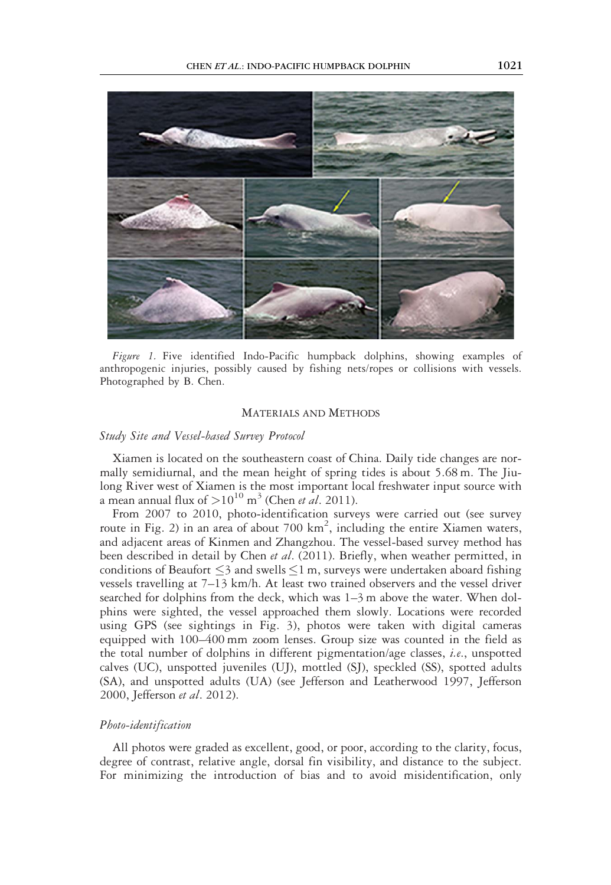*Figure 1.* Five identified Indo-Pacific humpback dolphins, showing examples of anthropogenic injuries, possibly caused by fishing nets/ropes or collisions with vessels. Photographed by B. Chen.

## Materials and Methods

### *Study Site and Vessel-based Survey Protocol*

Xiamen is located on the southeastern coast of China. Daily tide changes are normally semidiurnal, and the mean height of spring tides is about 5.68 m. The Jiulong River west of Xiamen is the most important local freshwater input source with a mean annual flux of $>10^{10}$ $m^3$ (Chen *et al*. 2011).

From 2007 to 2010, photo-identification surveys were carried out (see survey route in Fig. 2) in an area of about 700 $km^2$, including the entire Xiamen waters, and adjacent areas of Kinmen and Zhangzhou. The vessel-based survey method has been described in detail by Chen *et al*. (2011). Briefly, when weather permitted, in conditions of Beaufort $\leq 3$ and swells $\leq 1$ m, surveys were undertaken aboard fishing vessels travelling at 7–13 km/h. At least two trained observers and the vessel driver searched for dolphins from the deck, which was 1–3 m above the water. When dolphins were sighted, the vessel approached them slowly. Locations were recorded using GPS (see sightings in Fig. 3), photos were taken with digital cameras equipped with 100–400 mm zoom lenses. Group size was counted in the field as the total number of dolphins in different pigmentation/age classes, *i.e*., unspotted calves (UC), unspotted juveniles (UJ), mottled (SJ), speckled (SS), spotted adults (SA), and unspotted adults (UA) (see Jefferson and Leatherwood 1997, Jefferson 2000, Jefferson *et al*. 2012).

### *Photo-identification*

All photos were graded as excellent, good, or poor, according to the clarity, focus, degree of contrast, relative angle, dorsal fin visibility, and distance to the subject. For minimizing the introduction of bias and to avoid misidentification, only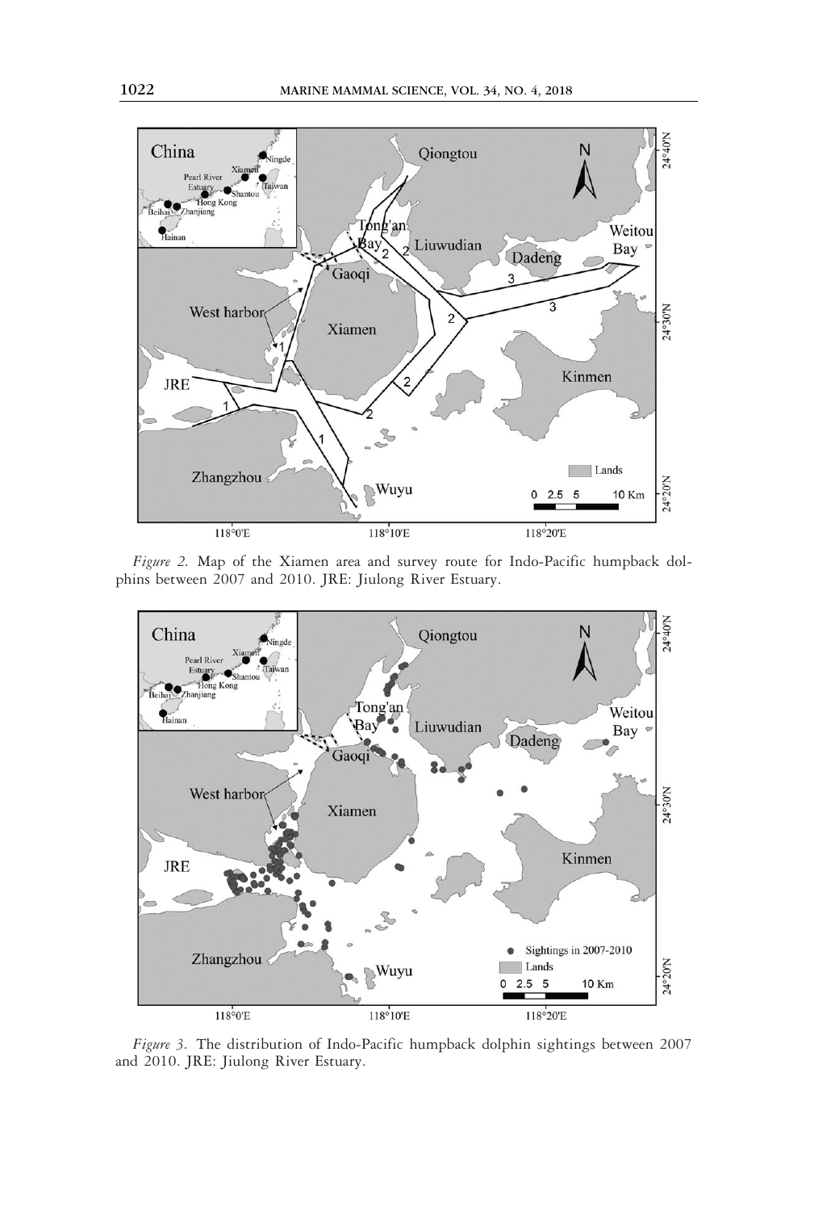*Figure 2.* Map of the Xiamen area and survey route for Indo-Pacific humpback dolphins between 2007 and 2010. JRE: Jiulong River Estuary.

*Figure 3.* The distribution of Indo-Pacific humpback dolphin sightings between 2007 and 2010. JRE: Jiulong River Estuary.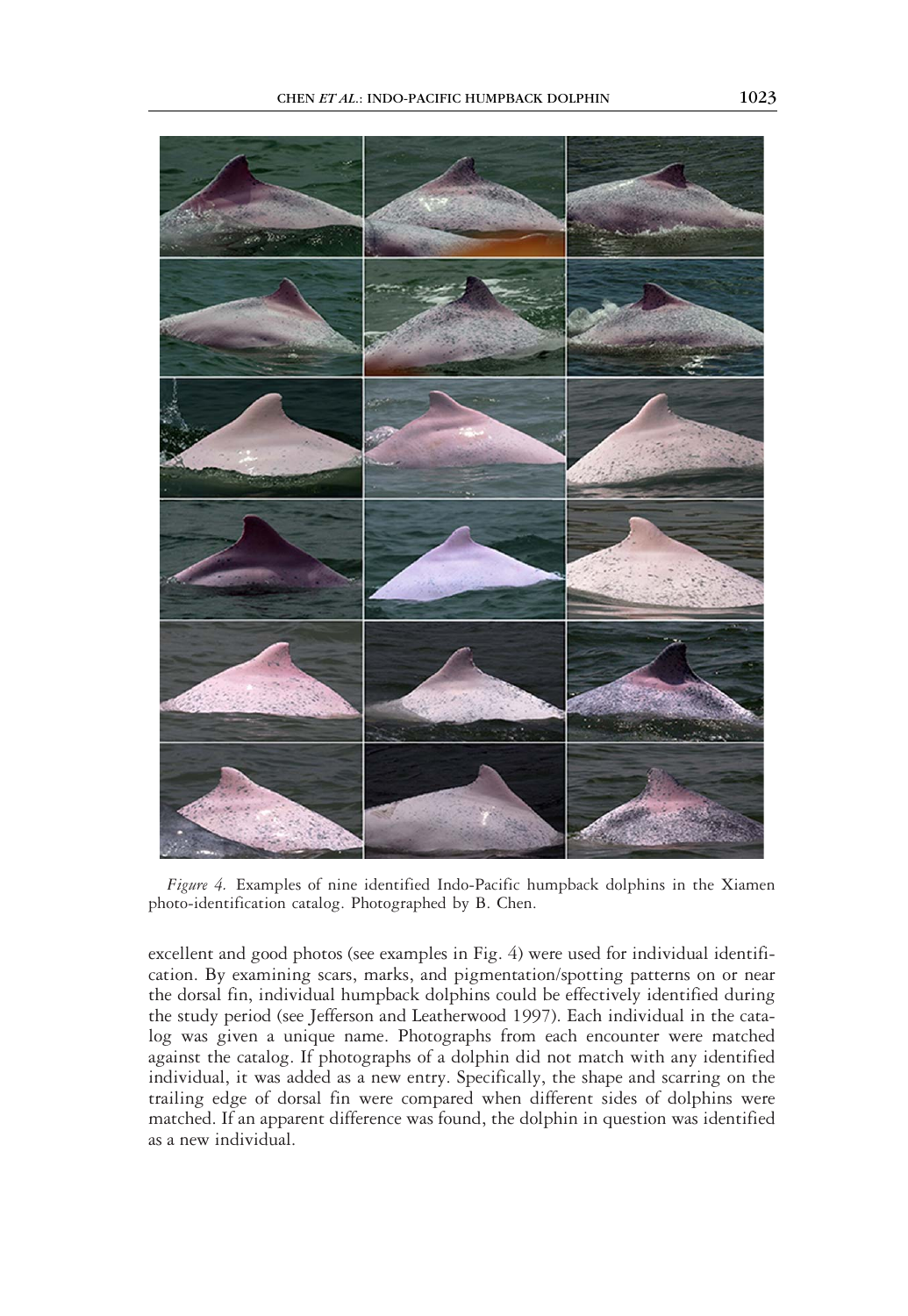*Figure 4.* Examples of nine identified Indo-Pacific humpback dolphins in the Xiamen photo-identification catalog. Photographed by B. Chen.

excellent and good photos (see examples in Fig. 4) were used for individual identification. By examining scars, marks, and pigmentation/spotting patterns on or near the dorsal fin, individual humpback dolphins could be effectively identified during the study period (see Jefferson and Leatherwood 1997). Each individual in the catalog was given a unique name. Photographs from each encounter were matched against the catalog. If photographs of a dolphin did not match with any identified individual, it was added as a new entry. Specifically, the shape and scarring on the trailing edge of dorsal fin were compared when different sides of dolphins were matched. If an apparent difference was found, the dolphin in question was identified as a new individual.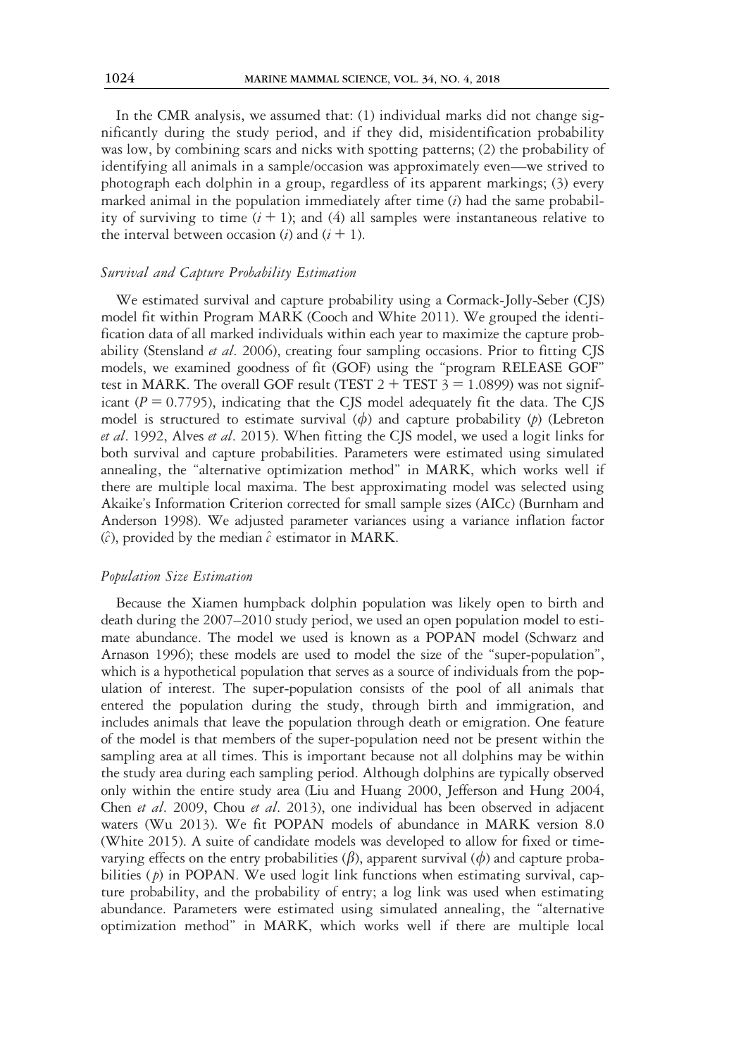In the CMR analysis, we assumed that: (1) individual marks did not change significantly during the study period, and if they did, misidentification probability was low, by combining scars and nicks with spotting patterns; (2) the probability of identifying all animals in a sample/occasion was approximately even—we strived to photograph each dolphin in a group, regardless of its apparent markings; (3) every marked animal in the population immediately after time ($i$) had the same probability of surviving to time ($i + 1$); and (4) all samples were instantaneous relative to the interval between occasion ($i$) and ($i + 1$).

### *Survival and Capture Probability Estimation*

We estimated survival and capture probability using a Cormack-Jolly-Seber (CJS) model fit within Program MARK (Cooch and White 2011). We grouped the identification data of all marked individuals within each year to maximize the capture probability (Stensland *et al*. 2006), creating four sampling occasions. Prior to fitting CJS models, we examined goodness of fit (GOF) using the "program RELEASE GOF" test in MARK. The overall GOF result (TEST 2 + TEST 3 = 1.0899) was not significant ($P = 0.7795$), indicating that the CJS model adequately fit the data. The CJS model is structured to estimate survival ($\phi$) and capture probability ($p$) (Lebreton *et al*. 1992, Alves *et al*. 2015). When fitting the CJS model, we used a logit links for both survival and capture probabilities. Parameters were estimated using simulated annealing, the "alternative optimization method" in MARK, which works well if there are multiple local maxima. The best approximating model was selected using Akaike's Information Criterion corrected for small sample sizes (AICc) (Burnham and Anderson 1998). We adjusted parameter variances using a variance inflation factor ($\hat{c}$), provided by the median $\hat{c}$ estimator in MARK.

### *Population Size Estimation*

Because the Xiamen humpback dolphin population was likely open to birth and death during the 2007–2010 study period, we used an open population model to estimate abundance. The model we used is known as a POPAN model (Schwarz and Arnason 1996); these models are used to model the size of the "super-population", which is a hypothetical population that serves as a source of individuals from the population of interest. The super-population consists of the pool of all animals that entered the population during the study, through birth and immigration, and includes animals that leave the population through death or emigration. One feature of the model is that members of the super-population need not be present within the sampling area at all times. This is important because not all dolphins may be within the study area during each sampling period. Although dolphins are typically observed only within the entire study area (Liu and Huang 2000, Jefferson and Hung 2004, Chen *et al*. 2009, Chou *et al*. 2013), one individual has been observed in adjacent waters (Wu 2013). We fit POPAN models of abundance in MARK version 8.0 (White 2015). A suite of candidate models was developed to allow for fixed or time-varying effects on the entry probabilities ($\beta$), apparent survival ($\phi$) and capture probabilities ($p$) in POPAN. We used logit link functions when estimating survival, capture probability, and the probability of entry; a log link was used when estimating abundance. Parameters were estimated using simulated annealing, the "alternative optimization method" in MARK, which works well if there are multiple local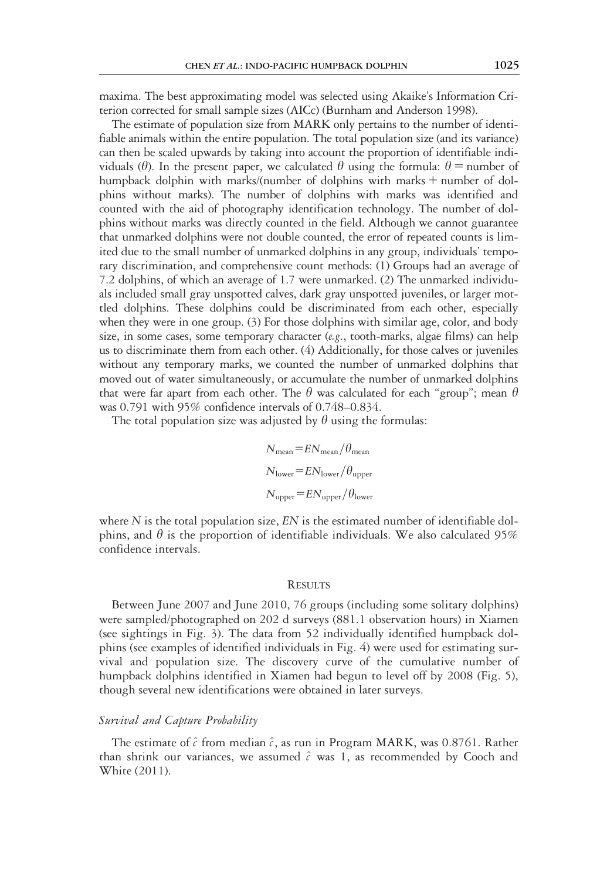maxima. The best approximating model was selected using Akaike's Information Criterion corrected for small sample sizes (AICc) (Burnham and Anderson 1998).

The estimate of population size from MARK only pertains to the number of identifiable animals within the entire population. The total population size (and its variance) can then be scaled upwards by taking into account the proportion of identifiable individuals ($\theta$). In the present paper, we calculated $\theta$ using the formula: $\theta$ = number of humpback dolphin with marks/(number of dolphins with marks + number of dolphins without marks). The number of dolphins with marks was identified and counted with the aid of photography identification technology. The number of dolphins without marks was directly counted in the field. Although we cannot guarantee that unmarked dolphins were not double counted, the error of repeated counts is limited due to the small number of unmarked dolphins in any group, individuals' temporary discrimination, and comprehensive count methods: (1) Groups had an average of 7.2 dolphins, of which an average of 1.7 were unmarked. (2) The unmarked individuals included small gray unspotted calves, dark gray unspotted juveniles, or larger mottled dolphins. These dolphins could be discriminated from each other, especially when they were in one group. (3) For those dolphins with similar age, color, and body size, in some cases, some temporary character (*e.g.*, tooth-marks, algae films) can help us to discriminate them from each other. (4) Additionally, for those calves or juveniles without any temporary marks, we counted the number of unmarked dolphins that moved out of water simultaneously, or accumulate the number of unmarked dolphins that were far apart from each other. The $\theta$ was calculated for each "group"; mean $\theta$ was 0.791 with 95% confidence intervals of 0.748–0.834.

The total population size was adjusted by $\theta$ using the formulas:

$$N_{\text{mean}} = EN_{\text{mean}} / \theta_{\text{mean}}$$

$$N_{\text{lower}} = EN_{\text{lower}} / \theta_{\text{upper}}$$

$$N_{\text{upper}} = EN_{\text{upper}} / \theta_{\text{lower}}$$

where $N$ is the total population size, $EN$ is the estimated number of identifiable dolphins, and $\theta$ is the proportion of identifiable individuals. We also calculated 95% confidence intervals.

## Results

Between June 2007 and June 2010, 76 groups (including some solitary dolphins) were sampled/photographed on 202 d surveys (881.1 observation hours) in Xiamen (see sightings in Fig. 3). The data from 52 individually identified humpback dolphins (see examples of identified individuals in Fig. 4) were used for estimating survival and population size. The discovery curve of the cumulative number of humpback dolphins identified in Xiamen had begun to level off by 2008 (Fig. 5), though several new identifications were obtained in later surveys.

### *Survival and Capture Probability*

The estimate of $\hat{c}$ from median $\hat{c}$, as run in Program MARK, was 0.8761. Rather than shrink our variances, we assumed $\hat{c}$ was 1, as recommended by Cooch and White (2011).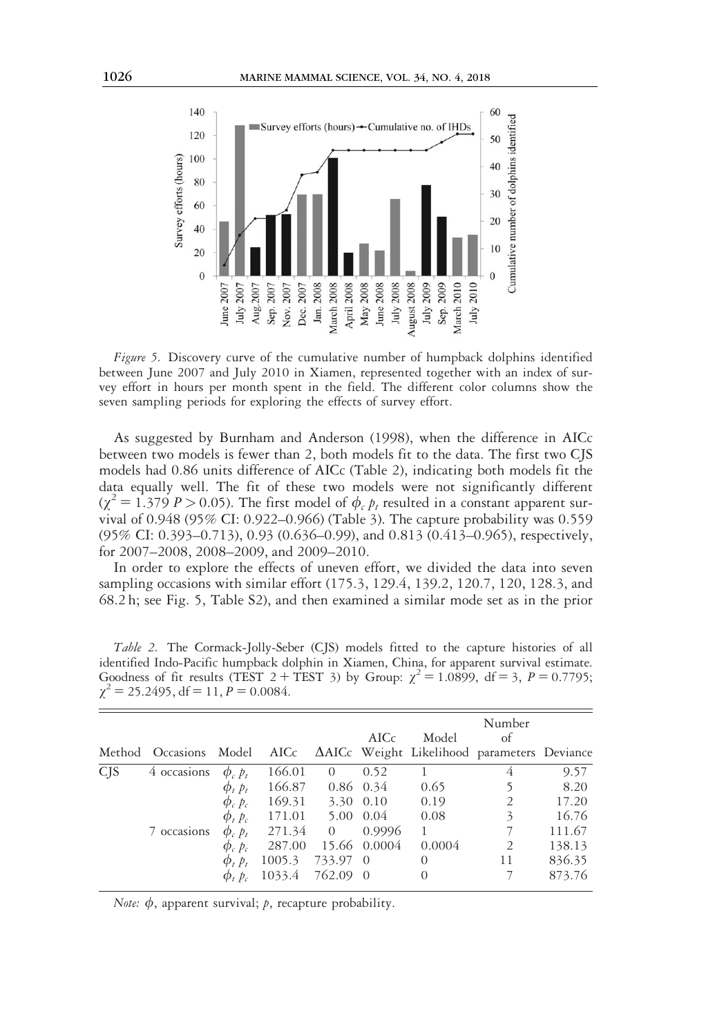*Figure 5.* Discovery curve of the cumulative number of humpback dolphins identified between June 2007 and July 2010 in Xiamen, represented together with an index of survey effort in hours per month spent in the field. The different color columns show the seven sampling periods for exploring the effects of survey effort.

As suggested by Burnham and Anderson (1998), when the difference in AICc between two models is fewer than 2, both models fit to the data. The first two CJS models had 0.86 units difference of AICc (Table 2), indicating both models fit the data equally well. The fit of these two models were not significantly different ($\chi^2 = 1.379$ $P > 0.05$). The first model of $\phi_c\ p_t$ resulted in a constant apparent survival of 0.948 (95% CI: 0.922–0.966) (Table 3). The capture probability was 0.559 (95% CI: 0.393–0.713), 0.93 (0.636–0.99), and 0.813 (0.413–0.965), respectively, for 2007–2008, 2008–2009, and 2009–2010.

In order to explore the effects of uneven effort, we divided the data into seven sampling occasions with similar effort (175.3, 129.4, 139.2, 120.7, 120, 128.3, and 68.2 h; see Fig. 5, Table S2), and then examined a similar mode set as in the prior

*Table 2.* The Cormack-Jolly-Seber (CJS) models fitted to the capture histories of all identified Indo-Pacific humpback dolphin in Xiamen, China, for apparent survival estimate. Goodness of fit results (TEST 2 + TEST 3) by Group: $\chi^2 = 1.0899$, df = 3, $P = 0.7795$; $\chi^2 = 25.2495$, df = 11, $P = 0.0084$.

| Method | Occasions | Model | AICc | ΔAICc | AICc Weight | Model Likelihood | Number of parameters | Deviance |
|---|---|---|---|---|---|---|---|---|
| CJS | 4 occasions | $\phi_c\ p_t$ | 166.01 | 0 | 0.52 | 1 | 4 | 9.57 |
| | | $\phi_t\ p_t$ | 166.87 | 0.86 | 0.34 | 0.65 | 5 | 8.20 |
| | | $\phi_c\ p_c$ | 169.31 | 3.30 | 0.10 | 0.19 | 2 | 17.20 |
| | | $\phi_t\ p_c$ | 171.01 | 5.00 | 0.04 | 0.08 | 3 | 16.76 |
| | 7 occasions | $\phi_c\ p_t$ | 271.34 | 0 | 0.9996 | 1 | 7 | 111.67 |
| | | $\phi_c\ p_c$ | 287.00 | 15.66 | 0.0004 | 0.0004 | 2 | 138.13 |
| | | $\phi_t\ p_t$ | 1005.3 | 733.97 | 0 | 0 | 11 | 836.35 |
| | | $\phi_t\ p_c$ | 1033.4 | 762.09 | 0 | 0 | 7 | 873.76 |

*Note:* $\phi$, apparent survival; $p$, recapture probability.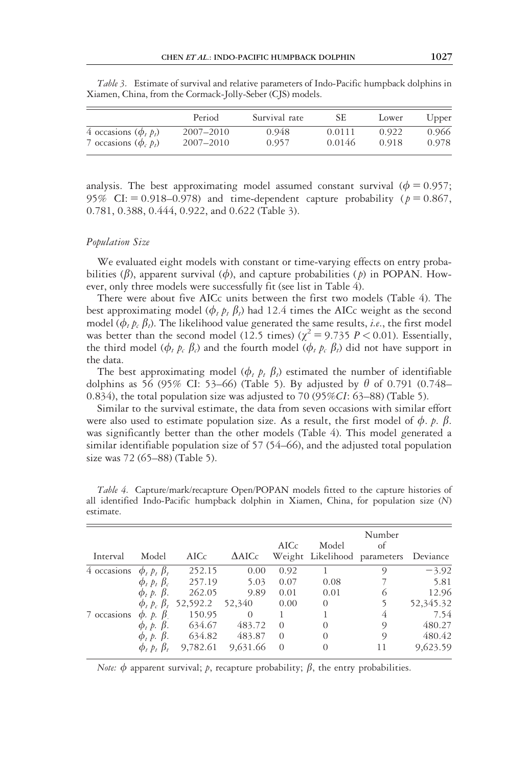*Table 3.* Estimate of survival and relative parameters of Indo-Pacific humpback dolphins in Xiamen, China, from the Cormack-Jolly-Seber (CJS) models.

| | Period | Survival rate | SE | Lower | Upper |
|---|---|---|---|---|---|
| 4 occasions ($\phi_t$ $p_t$) | 2007–2010 | 0.948 | 0.0111 | 0.922 | 0.966 |
| 7 occasions ($\phi_c$ $p_t$) | 2007–2010 | 0.957 | 0.0146 | 0.918 | 0.978 |

analysis. The best approximating model assumed constant survival ($\phi = 0.957$; 95% CI: = 0.918–0.978) and time-dependent capture probability ($p = 0.867$, 0.781, 0.388, 0.444, 0.922, and 0.622 (Table 3).

### *Population Size*

We evaluated eight models with constant or time-varying effects on entry probabilities ($\beta$), apparent survival ($\phi$), and capture probabilities ($p$) in POPAN. However, only three models were successfully fit (see list in Table 4).

There were about five AICc units between the first two models (Table 4). The best approximating model ($\phi_t$ $p_t$ $\beta_t$) had 12.4 times the AICc weight as the second model ($\phi_t$ $p_c$ $\beta_t$). The likelihood value generated the same results, *i.e.*, the first model was better than the second model (12.5 times) ($\chi^2 = 9.735$ $P < 0.01$). Essentially, the third model ($\phi_t$ $p_c$ $\beta_c$) and the fourth model ($\phi_t$ $p_c$ $\beta_t$) did not have support in the data.

The best approximating model ($\phi_t$ $p_t$ $\beta_t$) estimated the number of identifiable dolphins as 56 (95% CI: 53–66) (Table 5). By adjusted by $\theta$ of 0.791 (0.748–0.834), the total population size was adjusted to 70 (95%*CI*: 63–88) (Table 5).

Similar to the survival estimate, the data from seven occasions with similar effort were also used to estimate population size. As a result, the first model of $\phi$. $p$. $\beta$. was significantly better than the other models (Table 4). This model generated a similar identifiable population size of 57 (54–66), and the adjusted total population size was 72 (65–88) (Table 5).

*Table 4.* Capture/mark/recapture Open/POPAN models fitted to the capture histories of all identified Indo-Pacific humpback dolphin in Xiamen, China, for population size ($N$) estimate.

| Interval | Model | AICc | ΔAICc | AICc Weight | Model Likelihood | Number of parameters | Deviance |
|---|---|---|---|---|---|---|---|
| 4 occasions | $\phi_t$ $p_t$ $\beta_t$ | 252.15 | 0.00 | 0.92 | 1 | 9 | −3.92 |
| | $\phi_t$ $p_t$ $\beta_c$ | 257.19 | 5.03 | 0.07 | 0.08 | 7 | 5.81 |
| | $\phi_t$ $p$. $\beta$. | 262.05 | 9.89 | 0.01 | 0.01 | 6 | 12.96 |
| | $\phi_t$ $p_c$ $\beta_t$ | 52,592.2 | 52,340 | 0.00 | 0 | 5 | 52,345.32 |
| 7 occasions | $\phi$. $p$. $\beta$. | 150.95 | 0 | 1 | 1 | 4 | 7.54 |
| | $\phi_t$ $p$. $\beta$. | 634.67 | 483.72 | 0 | 0 | 9 | 480.27 |
| | $\phi_t$ $p$. $\beta$. | 634.82 | 483.87 | 0 | 0 | 9 | 480.42 |
| | $\phi_t$ $p_t$ $\beta_t$ | 9,782.61 | 9,631.66 | 0 | 0 | 11 | 9,623.59 |

*Note:* $\phi$ apparent survival; $p$, recapture probability; $\beta$, the entry probabilities.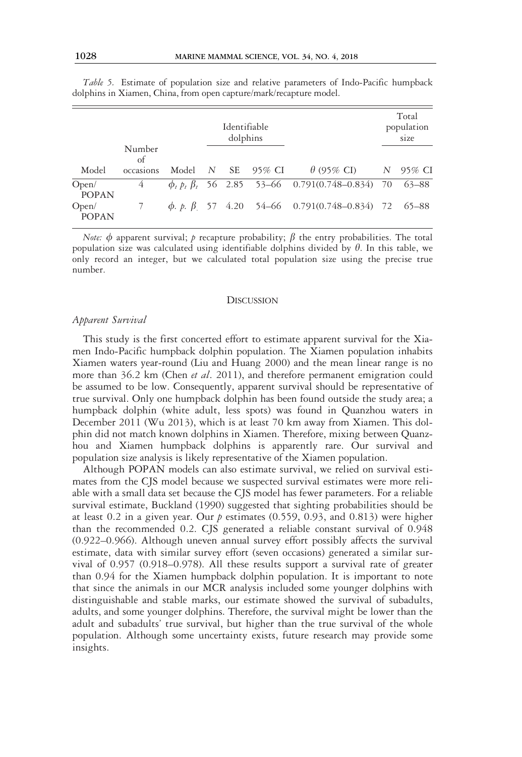*Table 5.* Estimate of population size and relative parameters of Indo-Pacific humpback dolphins in Xiamen, China, from open capture/mark/recapture model.

| Model | Number of occasions | Model | Identifiable dolphins | | | $\theta$ (95% CI) | Total population size | |
|---|---|---|---|---|---|---|---|---|
| | | | $N$ | SE | 95% CI | | $N$ | 95% CI |
| Open/ POPAN | 4 | $\phi_t\ p_t\ \beta_t$ | 56 | 2.85 | 53–66 | 0.791(0.748–0.834) | 70 | 63–88 |
| Open/ POPAN | 7 | $\phi_.\ p_.\ \beta_.$ | 57 | 4.20 | 54–66 | 0.791(0.748–0.834) | 72 | 65–88 |

*Note:* $\phi$ apparent survival; $p$ recapture probability; $\beta$ the entry probabilities. The total population size was calculated using identifiable dolphins divided by $\theta$. In this table, we only record an integer, but we calculated total population size using the precise true number.

## Discussion

### *Apparent Survival*

This study is the first concerted effort to estimate apparent survival for the Xiamen Indo-Pacific humpback dolphin population. The Xiamen population inhabits Xiamen waters year-round (Liu and Huang 2000) and the mean linear range is no more than 36.2 km (Chen *et al*. 2011), and therefore permanent emigration could be assumed to be low. Consequently, apparent survival should be representative of true survival. Only one humpback dolphin has been found outside the study area; a humpback dolphin (white adult, less spots) was found in Quanzhou waters in December 2011 (Wu 2013), which is at least 70 km away from Xiamen. This dolphin did not match known dolphins in Xiamen. Therefore, mixing between Quanzhou and Xiamen humpback dolphins is apparently rare. Our survival and population size analysis is likely representative of the Xiamen population.

Although POPAN models can also estimate survival, we relied on survival estimates from the CJS model because we suspected survival estimates were more reliable with a small data set because the CJS model has fewer parameters. For a reliable survival estimate, Buckland (1990) suggested that sighting probabilities should be at least 0.2 in a given year. Our $p$ estimates (0.559, 0.93, and 0.813) were higher than the recommended 0.2. CJS generated a reliable constant survival of 0.948 (0.922–0.966). Although uneven annual survey effort possibly affects the survival estimate, data with similar survey effort (seven occasions) generated a similar survival of 0.957 (0.918–0.978). All these results support a survival rate of greater than 0.94 for the Xiamen humpback dolphin population. It is important to note that since the animals in our MCR analysis included some younger dolphins with distinguishable and stable marks, our estimate showed the survival of subadults, adults, and some younger dolphins. Therefore, the survival might be lower than the adult and subadults' true survival, but higher than the true survival of the whole population. Although some uncertainty exists, future research may provide some insights.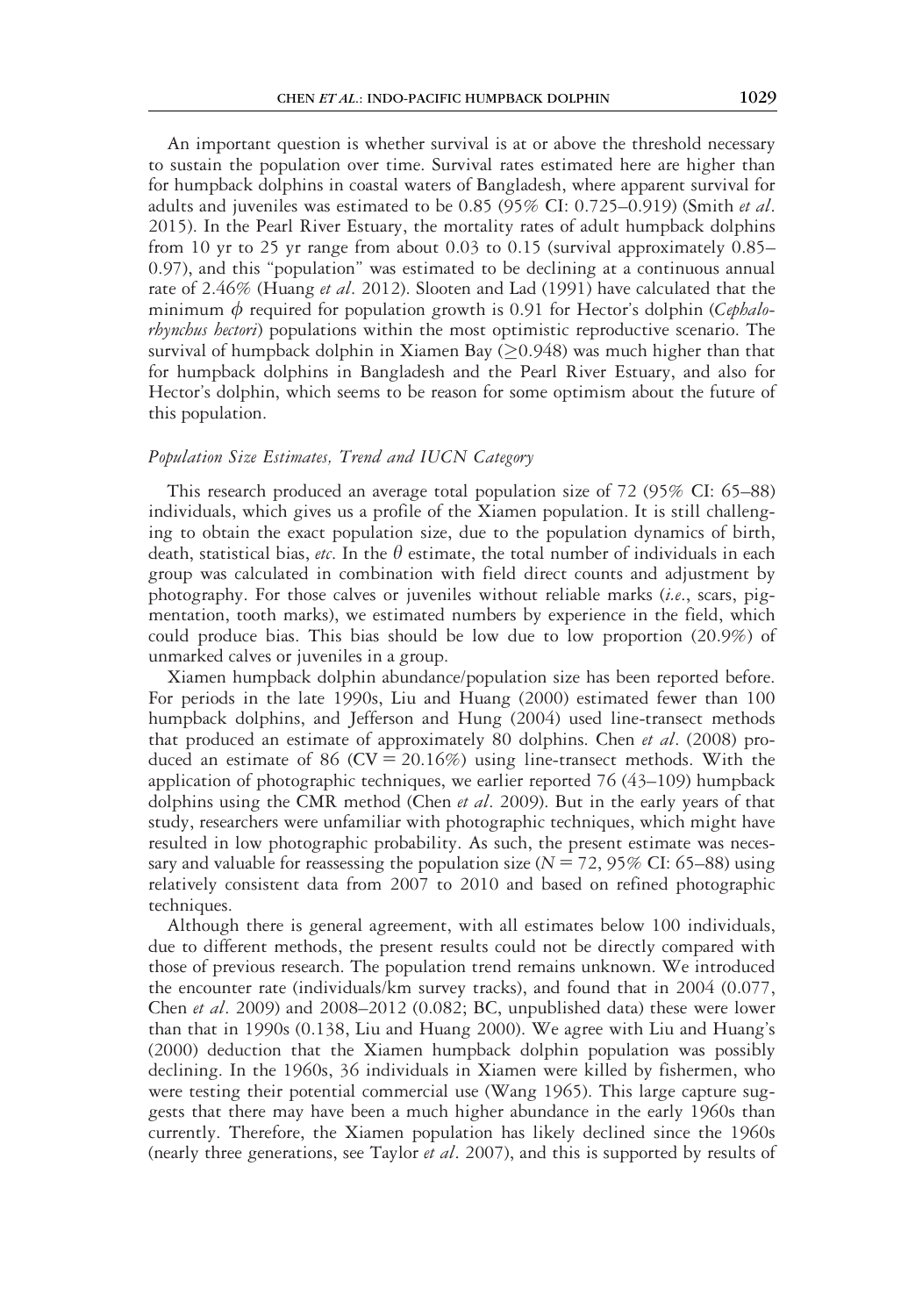An important question is whether survival is at or above the threshold necessary to sustain the population over time. Survival rates estimated here are higher than for humpback dolphins in coastal waters of Bangladesh, where apparent survival for adults and juveniles was estimated to be 0.85 (95% CI: 0.725–0.919) (Smith *et al*. 2015). In the Pearl River Estuary, the mortality rates of adult humpback dolphins from 10 yr to 25 yr range from about 0.03 to 0.15 (survival approximately 0.85–0.97), and this "population" was estimated to be declining at a continuous annual rate of 2.46% (Huang *et al*. 2012). Slooten and Lad (1991) have calculated that the minimum $\phi$ required for population growth is 0.91 for Hector's dolphin (*Cephalorhynchus hectori*) populations within the most optimistic reproductive scenario. The survival of humpback dolphin in Xiamen Bay ($\geq$0.948) was much higher than that for humpback dolphins in Bangladesh and the Pearl River Estuary, and also for Hector's dolphin, which seems to be reason for some optimism about the future of this population.

### *Population Size Estimates, Trend and IUCN Category*

This research produced an average total population size of 72 (95% CI: 65–88) individuals, which gives us a profile of the Xiamen population. It is still challenging to obtain the exact population size, due to the population dynamics of birth, death, statistical bias, *etc*. In the $\theta$ estimate, the total number of individuals in each group was calculated in combination with field direct counts and adjustment by photography. For those calves or juveniles without reliable marks (*i.e*., scars, pigmentation, tooth marks), we estimated numbers by experience in the field, which could produce bias. This bias should be low due to low proportion (20.9%) of unmarked calves or juveniles in a group.

Xiamen humpback dolphin abundance/population size has been reported before. For periods in the late 1990s, Liu and Huang (2000) estimated fewer than 100 humpback dolphins, and Jefferson and Hung (2004) used line-transect methods that produced an estimate of approximately 80 dolphins. Chen *et al*. (2008) produced an estimate of 86 (CV = 20.16%) using line-transect methods. With the application of photographic techniques, we earlier reported 76 (43–109) humpback dolphins using the CMR method (Chen *et al*. 2009). But in the early years of that study, researchers were unfamiliar with photographic techniques, which might have resulted in low photographic probability. As such, the present estimate was necessary and valuable for reassessing the population size ($N = 72$, 95% CI: 65–88) using relatively consistent data from 2007 to 2010 and based on refined photographic techniques.

Although there is general agreement, with all estimates below 100 individuals, due to different methods, the present results could not be directly compared with those of previous research. The population trend remains unknown. We introduced the encounter rate (individuals/km survey tracks), and found that in 2004 (0.077, Chen *et al*. 2009) and 2008–2012 (0.082; BC, unpublished data) these were lower than that in 1990s (0.138, Liu and Huang 2000). We agree with Liu and Huang's (2000) deduction that the Xiamen humpback dolphin population was possibly declining. In the 1960s, 36 individuals in Xiamen were killed by fishermen, who were testing their potential commercial use (Wang 1965). This large capture suggests that there may have been a much higher abundance in the early 1960s than currently. Therefore, the Xiamen population has likely declined since the 1960s (nearly three generations, see Taylor *et al*. 2007), and this is supported by results of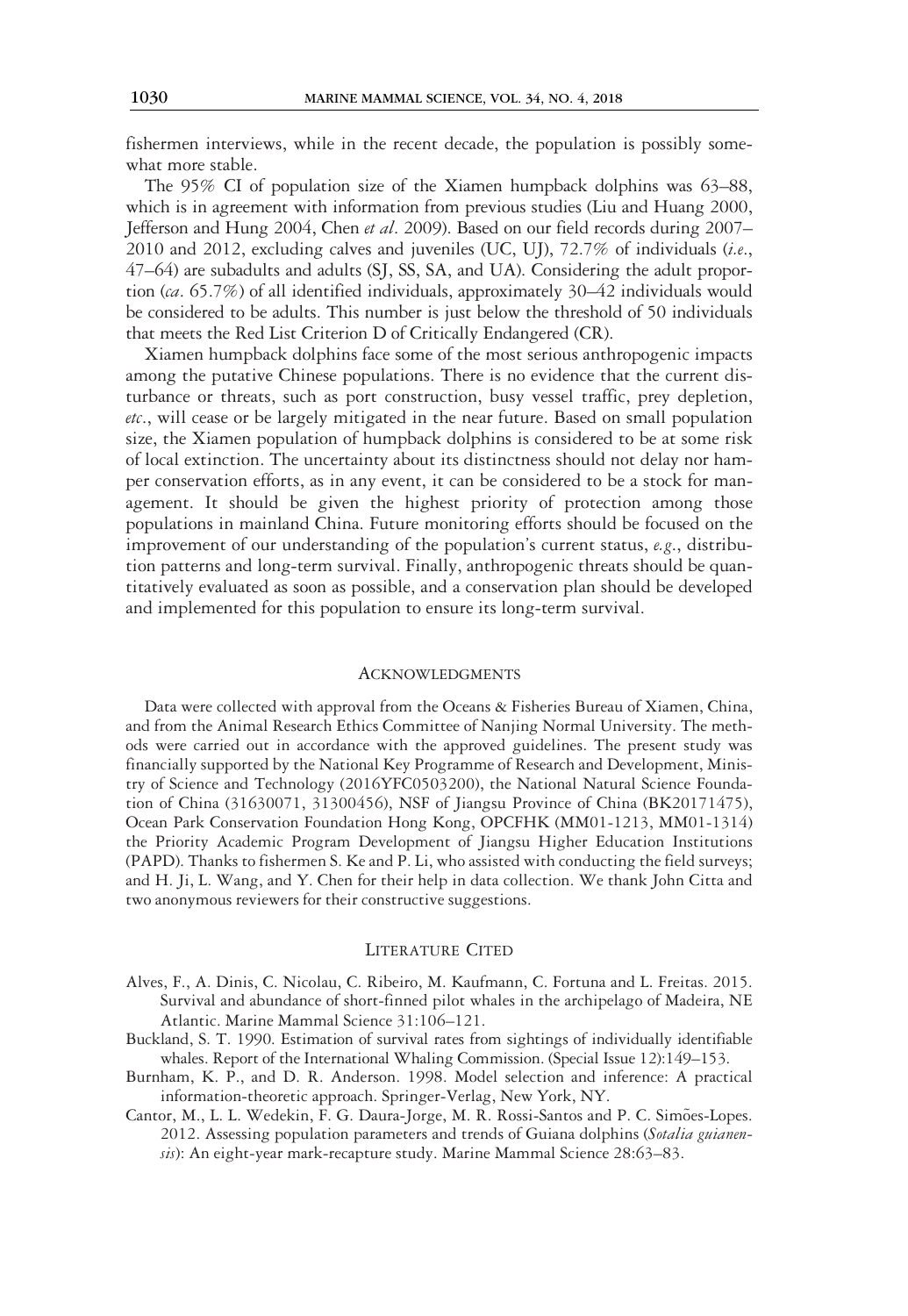fishermen interviews, while in the recent decade, the population is possibly somewhat more stable.

The 95% CI of population size of the Xiamen humpback dolphins was 63–88, which is in agreement with information from previous studies (Liu and Huang 2000, Jefferson and Hung 2004, Chen *et al*. 2009). Based on our field records during 2007–2010 and 2012, excluding calves and juveniles (UC, UJ), 72.7% of individuals (*i.e*., 47–64) are subadults and adults (SJ, SS, SA, and UA). Considering the adult proportion (*ca*. 65.7%) of all identified individuals, approximately 30–42 individuals would be considered to be adults. This number is just below the threshold of 50 individuals that meets the Red List Criterion D of Critically Endangered (CR).

Xiamen humpback dolphins face some of the most serious anthropogenic impacts among the putative Chinese populations. There is no evidence that the current disturbance or threats, such as port construction, busy vessel traffic, prey depletion, *etc*., will cease or be largely mitigated in the near future. Based on small population size, the Xiamen population of humpback dolphins is considered to be at some risk of local extinction. The uncertainty about its distinctness should not delay nor hamper conservation efforts, as in any event, it can be considered to be a stock for management. It should be given the highest priority of protection among those populations in mainland China. Future monitoring efforts should be focused on the improvement of our understanding of the population's current status, *e.g*., distribution patterns and long-term survival. Finally, anthropogenic threats should be quantitatively evaluated as soon as possible, and a conservation plan should be developed and implemented for this population to ensure its long-term survival.

## Acknowledgments

Data were collected with approval from the Oceans & Fisheries Bureau of Xiamen, China, and from the Animal Research Ethics Committee of Nanjing Normal University. The methods were carried out in accordance with the approved guidelines. The present study was financially supported by the National Key Programme of Research and Development, Ministry of Science and Technology (2016YFC0503200), the National Natural Science Foundation of China (31630071, 31300456), NSF of Jiangsu Province of China (BK20171475), Ocean Park Conservation Foundation Hong Kong, OPCFHK (MM01-1213, MM01-1314) the Priority Academic Program Development of Jiangsu Higher Education Institutions (PAPD). Thanks to fishermen S. Ke and P. Li, who assisted with conducting the field surveys; and H. Ji, L. Wang, and Y. Chen for their help in data collection. We thank John Citta and two anonymous reviewers for their constructive suggestions.

## Literature Cited

Alves, F., A. Dinis, C. Nicolau, C. Ribeiro, M. Kaufmann, C. Fortuna and L. Freitas. 2015. Survival and abundance of short-finned pilot whales in the archipelago of Madeira, NE Atlantic. Marine Mammal Science 31:106–121.

Buckland, S. T. 1990. Estimation of survival rates from sightings of individually identifiable whales. Report of the International Whaling Commission. (Special Issue 12):149–153.

Burnham, K. P., and D. R. Anderson. 1998. Model selection and inference: A practical information-theoretic approach. Springer-Verlag, New York, NY.

Cantor, M., L. L. Wedekin, F. G. Daura-Jorge, M. R. Rossi-Santos and P. C. Simões-Lopes. 2012. Assessing population parameters and trends of Guiana dolphins (*Sotalia guianensis*): An eight-year mark-recapture study. Marine Mammal Science 28:63–83.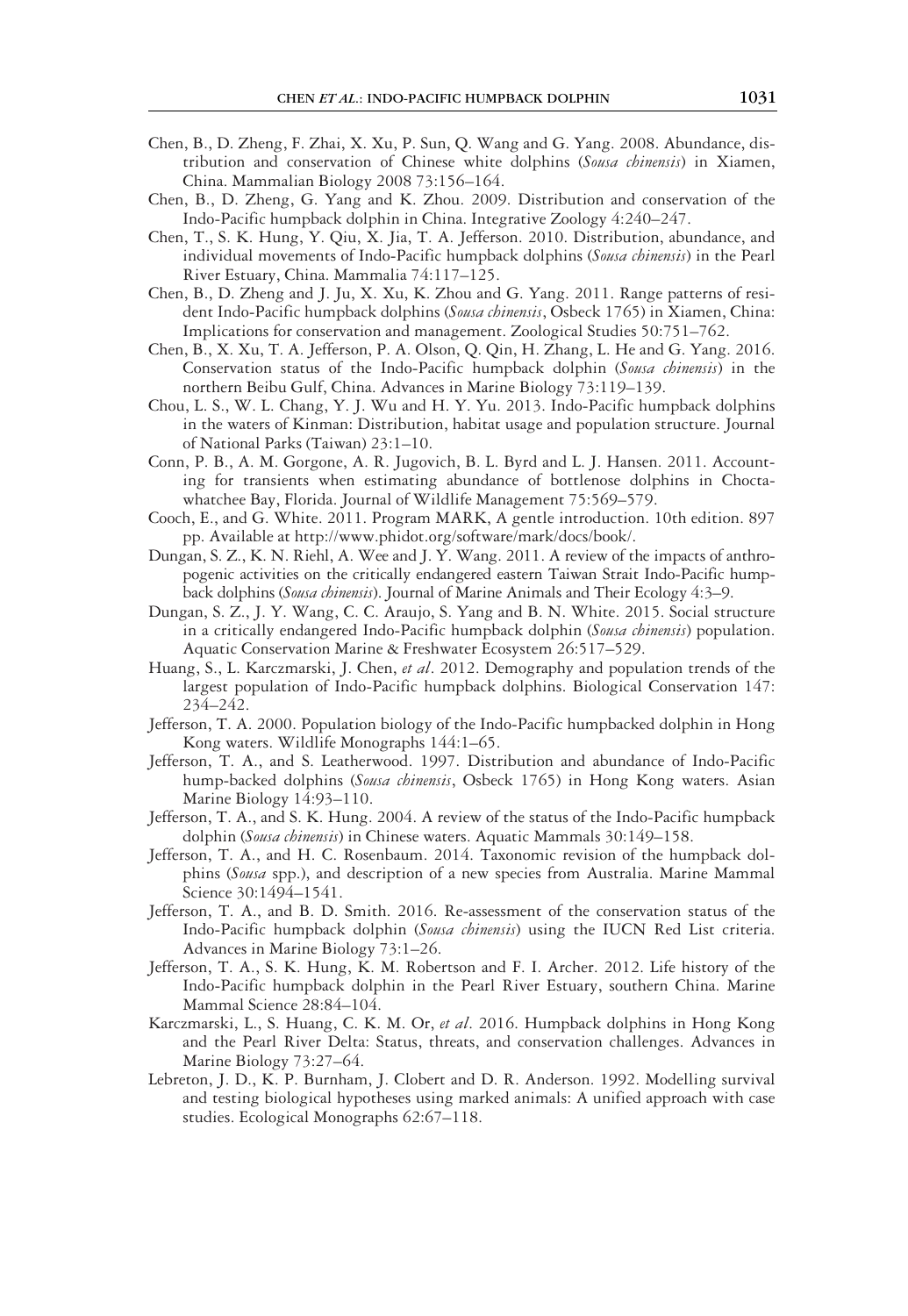Chen, B., D. Zheng, F. Zhai, X. Xu, P. Sun, Q. Wang and G. Yang. 2008. Abundance, distribution and conservation of Chinese white dolphins (*Sousa chinensis*) in Xiamen, China. Mammalian Biology 2008 73:156–164.

Chen, B., D. Zheng, G. Yang and K. Zhou. 2009. Distribution and conservation of the Indo-Pacific humpback dolphin in China. Integrative Zoology 4:240–247.

Chen, T., S. K. Hung, Y. Qiu, X. Jia, T. A. Jefferson. 2010. Distribution, abundance, and individual movements of Indo-Pacific humpback dolphins (*Sousa chinensis*) in the Pearl River Estuary, China. Mammalia 74:117–125.

Chen, B., D. Zheng and J. Ju, X. Xu, K. Zhou and G. Yang. 2011. Range patterns of resident Indo-Pacific humpback dolphins (*Sousa chinensis*, Osbeck 1765) in Xiamen, China: Implications for conservation and management. Zoological Studies 50:751–762.

Chen, B., X. Xu, T. A. Jefferson, P. A. Olson, Q. Qin, H. Zhang, L. He and G. Yang. 2016. Conservation status of the Indo-Pacific humpback dolphin (*Sousa chinensis*) in the northern Beibu Gulf, China. Advances in Marine Biology 73:119–139.

Chou, L. S., W. L. Chang, Y. J. Wu and H. Y. Yu. 2013. Indo-Pacific humpback dolphins in the waters of Kinman: Distribution, habitat usage and population structure. Journal of National Parks (Taiwan) 23:1–10.

Conn, P. B., A. M. Gorgone, A. R. Jugovich, B. L. Byrd and L. J. Hansen. 2011. Accounting for transients when estimating abundance of bottlenose dolphins in Choctawhatchee Bay, Florida. Journal of Wildlife Management 75:569–579.

Cooch, E., and G. White. 2011. Program MARK, A gentle introduction. 10th edition. 897 pp. Available at http://www.phidot.org/software/mark/docs/book/.

Dungan, S. Z., K. N. Riehl, A. Wee and J. Y. Wang. 2011. A review of the impacts of anthropogenic activities on the critically endangered eastern Taiwan Strait Indo-Pacific humpback dolphins (*Sousa chinensis*). Journal of Marine Animals and Their Ecology 4:3–9.

Dungan, S. Z., J. Y. Wang, C. C. Araujo, S. Yang and B. N. White. 2015. Social structure in a critically endangered Indo-Pacific humpback dolphin (*Sousa chinensis*) population. Aquatic Conservation Marine & Freshwater Ecosystem 26:517–529.

Huang, S., L. Karczmarski, J. Chen, *et al*. 2012. Demography and population trends of the largest population of Indo-Pacific humpback dolphins. Biological Conservation 147: 234–242.

Jefferson, T. A. 2000. Population biology of the Indo-Pacific humpbacked dolphin in Hong Kong waters. Wildlife Monographs 144:1–65.

Jefferson, T. A., and S. Leatherwood. 1997. Distribution and abundance of Indo-Pacific hump-backed dolphins (*Sousa chinensis*, Osbeck 1765) in Hong Kong waters. Asian Marine Biology 14:93–110.

Jefferson, T. A., and S. K. Hung. 2004. A review of the status of the Indo-Pacific humpback dolphin (*Sousa chinensis*) in Chinese waters. Aquatic Mammals 30:149–158.

Jefferson, T. A., and H. C. Rosenbaum. 2014. Taxonomic revision of the humpback dolphins (*Sousa* spp.), and description of a new species from Australia. Marine Mammal Science 30:1494–1541.

Jefferson, T. A., and B. D. Smith. 2016. Re-assessment of the conservation status of the Indo-Pacific humpback dolphin (*Sousa chinensis*) using the IUCN Red List criteria. Advances in Marine Biology 73:1–26.

Jefferson, T. A., S. K. Hung, K. M. Robertson and F. I. Archer. 2012. Life history of the Indo-Pacific humpback dolphin in the Pearl River Estuary, southern China. Marine Mammal Science 28:84–104.

Karczmarski, L., S. Huang, C. K. M. Or, *et al*. 2016. Humpback dolphins in Hong Kong and the Pearl River Delta: Status, threats, and conservation challenges. Advances in Marine Biology 73:27–64.

Lebreton, J. D., K. P. Burnham, J. Clobert and D. R. Anderson. 1992. Modelling survival and testing biological hypotheses using marked animals: A unified approach with case studies. Ecological Monographs 62:67–118.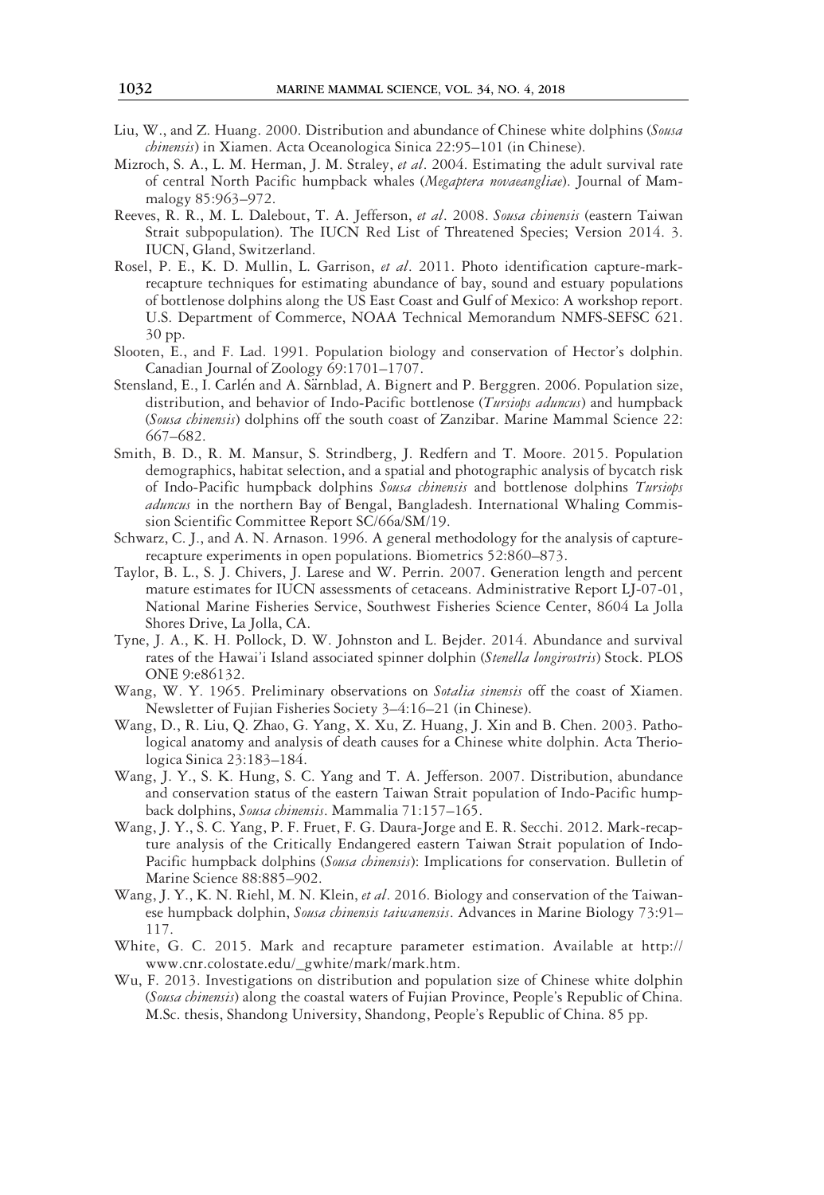Liu, W., and Z. Huang. 2000. Distribution and abundance of Chinese white dolphins (*Sousa chinensis*) in Xiamen. Acta Oceanologica Sinica 22:95–101 (in Chinese).

Mizroch, S. A., L. M. Herman, J. M. Straley, *et al*. 2004. Estimating the adult survival rate of central North Pacific humpback whales (*Megaptera novaeangliae*). Journal of Mammalogy 85:963–972.

Reeves, R. R., M. L. Dalebout, T. A. Jefferson, *et al*. 2008. *Sousa chinensis* (eastern Taiwan Strait subpopulation). The IUCN Red List of Threatened Species; Version 2014. 3. IUCN, Gland, Switzerland.

Rosel, P. E., K. D. Mullin, L. Garrison, *et al*. 2011. Photo identification capture-mark-recapture techniques for estimating abundance of bay, sound and estuary populations of bottlenose dolphins along the US East Coast and Gulf of Mexico: A workshop report. U.S. Department of Commerce, NOAA Technical Memorandum NMFS-SEFSC 621. 30 pp.

Slooten, E., and F. Lad. 1991. Population biology and conservation of Hector's dolphin. Canadian Journal of Zoology 69:1701–1707.

Stensland, E., I. Carlén and A. Särnblad, A. Bignert and P. Berggren. 2006. Population size, distribution, and behavior of Indo-Pacific bottlenose (*Tursiops aduncus*) and humpback (*Sousa chinensis*) dolphins off the south coast of Zanzibar. Marine Mammal Science 22: 667–682.

Smith, B. D., R. M. Mansur, S. Strindberg, J. Redfern and T. Moore. 2015. Population demographics, habitat selection, and a spatial and photographic analysis of bycatch risk of Indo-Pacific humpback dolphins *Sousa chinensis* and bottlenose dolphins *Tursiops aduncus* in the northern Bay of Bengal, Bangladesh. International Whaling Commission Scientific Committee Report SC/66a/SM/19.

Schwarz, C. J., and A. N. Arnason. 1996. A general methodology for the analysis of capture-recapture experiments in open populations. Biometrics 52:860–873.

Taylor, B. L., S. J. Chivers, J. Larese and W. Perrin. 2007. Generation length and percent mature estimates for IUCN assessments of cetaceans. Administrative Report LJ-07-01, National Marine Fisheries Service, Southwest Fisheries Science Center, 8604 La Jolla Shores Drive, La Jolla, CA.

Tyne, J. A., K. H. Pollock, D. W. Johnston and L. Bejder. 2014. Abundance and survival rates of the Hawai'i Island associated spinner dolphin (*Stenella longirostris*) Stock. PLOS ONE 9:e86132.

Wang, W. Y. 1965. Preliminary observations on *Sotalia sinensis* off the coast of Xiamen. Newsletter of Fujian Fisheries Society 3–4:16–21 (in Chinese).

Wang, D., R. Liu, Q. Zhao, G. Yang, X. Xu, Z. Huang, J. Xin and B. Chen. 2003. Pathological anatomy and analysis of death causes for a Chinese white dolphin. Acta Theriologica Sinica 23:183–184.

Wang, J. Y., S. K. Hung, S. C. Yang and T. A. Jefferson. 2007. Distribution, abundance and conservation status of the eastern Taiwan Strait population of Indo-Pacific humpback dolphins, *Sousa chinensis*. Mammalia 71:157–165.

Wang, J. Y., S. C. Yang, P. F. Fruet, F. G. Daura-Jorge and E. R. Secchi. 2012. Mark-recapture analysis of the Critically Endangered eastern Taiwan Strait population of Indo-Pacific humpback dolphins (*Sousa chinensis*): Implications for conservation. Bulletin of Marine Science 88:885–902.

Wang, J. Y., K. N. Riehl, M. N. Klein, *et al*. 2016. Biology and conservation of the Taiwanese humpback dolphin, *Sousa chinensis taiwanensis*. Advances in Marine Biology 73:91–117.

White, G. C. 2015. Mark and recapture parameter estimation. Available at http://www.cnr.colostate.edu/_gwhite/mark/mark.htm.

Wu, F. 2013. Investigations on distribution and population size of Chinese white dolphin (*Sousa chinensis*) along the coastal waters of Fujian Province, People's Republic of China. M.Sc. thesis, Shandong University, Shandong, People's Republic of China. 85 pp.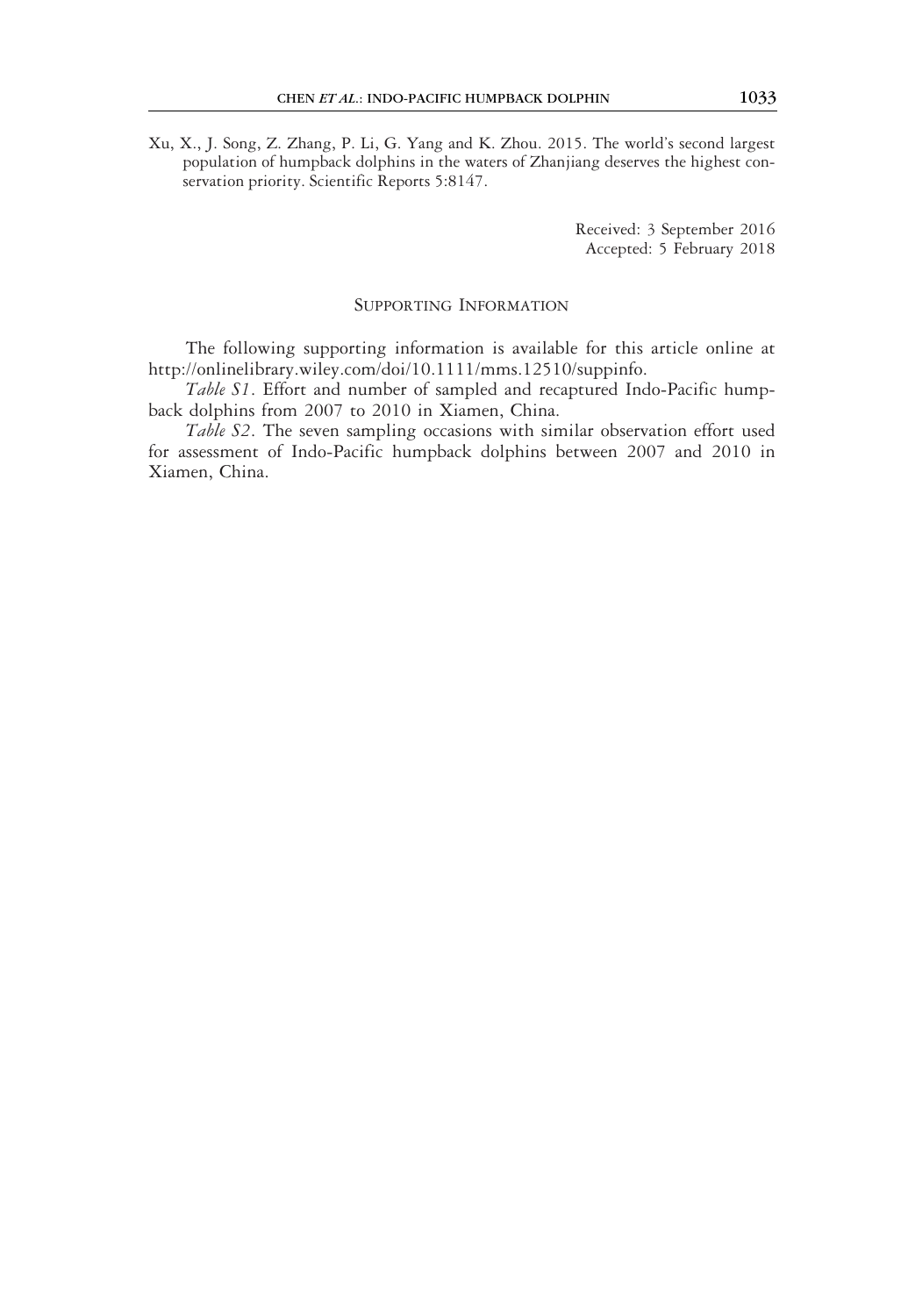Xu, X., J. Song, Z. Zhang, P. Li, G. Yang and K. Zhou. 2015. The world's second largest population of humpback dolphins in the waters of Zhanjiang deserves the highest conservation priority. Scientific Reports 5:8147.

Received: 3 September 2016  
Accepted: 5 February 2018

## Supporting Information

The following supporting information is available for this article online at http://onlinelibrary.wiley.com/doi/10.1111/mms.12510/suppinfo.

*Table S1*. Effort and number of sampled and recaptured Indo-Pacific humpback dolphins from 2007 to 2010 in Xiamen, China.

*Table S2*. The seven sampling occasions with similar observation effort used for assessment of Indo-Pacific humpback dolphins between 2007 and 2010 in Xiamen, China.